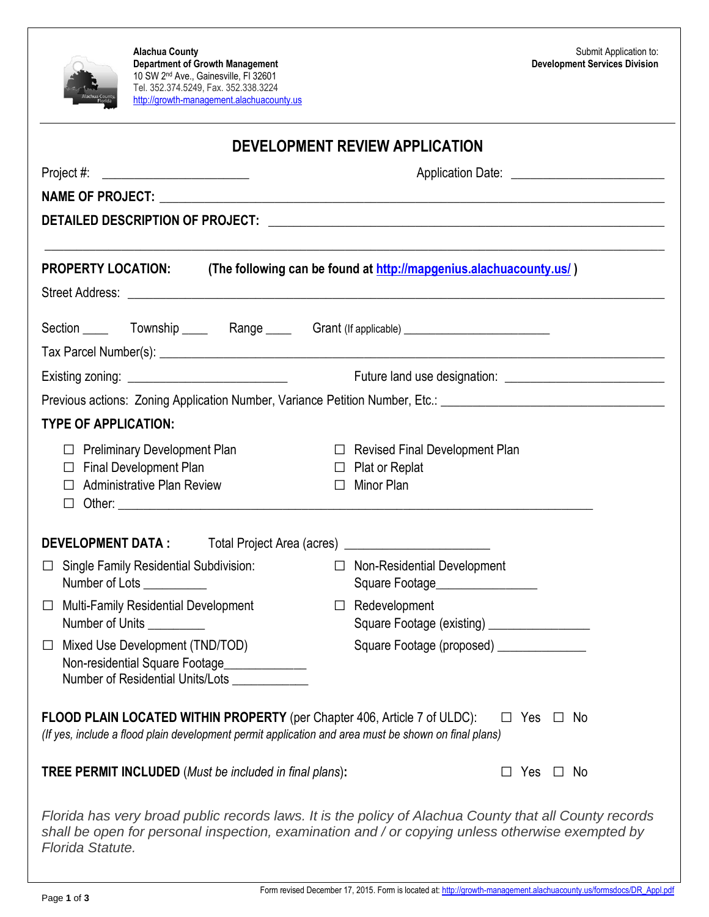**Alachua County**
**Department of Growth Management**
10 SW 2nd Ave., Gainesville, Fl 32601
Tel. 352.374.5249, Fax. 352.338.3224
http://growth-management.alachuacounty.us

Submit Application to:
**Development Services Division**

# DEVELOPMENT REVIEW APPLICATION

Project #: ____________________ Application Date: ____________________

**NAME OF PROJECT:** ______________________________________________

**DETAILED DESCRIPTION OF PROJECT:** ______________________________________________

______________________________________________

**PROPERTY LOCATION:** **(The following can be found at http://mapgenius.alachuacounty.us/ )**

Street Address: ______________________________________________

Section ____ Township ____ Range ____ Grant (If applicable) ____________________

Tax Parcel Number(s): ______________________________________________

Existing zoning: ____________________ Future land use designation: ____________________

Previous actions: Zoning Application Number, Variance Petition Number, Etc.: ____________________

**TYPE OF APPLICATION:**

- ☐ Preliminary Development Plan
- ☐ Final Development Plan
- ☐ Administrative Plan Review
- ☐ Revised Final Development Plan
- ☐ Plat or Replat
- ☐ Minor Plan
- ☐ Other: ______________________________________________

**DEVELOPMENT DATA :** Total Project Area (acres) ____________________

- ☐ Single Family Residential Subdivision:
  Number of Lots __________
- ☐ Multi-Family Residential Development
  Number of Units _________
- ☐ Mixed Use Development (TND/TOD)
  Non-residential Square Footage____________
  Number of Residential Units/Lots ____________
- ☐ Non-Residential Development
  Square Footage_______________
- ☐ Redevelopment
  Square Footage (existing) _______________
  Square Footage (proposed) _____________

**FLOOD PLAIN LOCATED WITHIN PROPERTY** (per Chapter 406, Article 7 of ULDC): ☐ Yes ☐ No
*(If yes, include a flood plain development permit application and area must be shown on final plans)*

**TREE PERMIT INCLUDED** (*Must be included in final plans*)**:** ☐ Yes ☐ No

*Florida has very broad public records laws. It is the policy of Alachua County that all County records shall be open for personal inspection, examination and / or copying unless otherwise exempted by Florida Statute.*

Form revised December 17, 2015. Form is located at: http://growth-management.alachuacounty.us/formsdocs/DR_Appl.pdf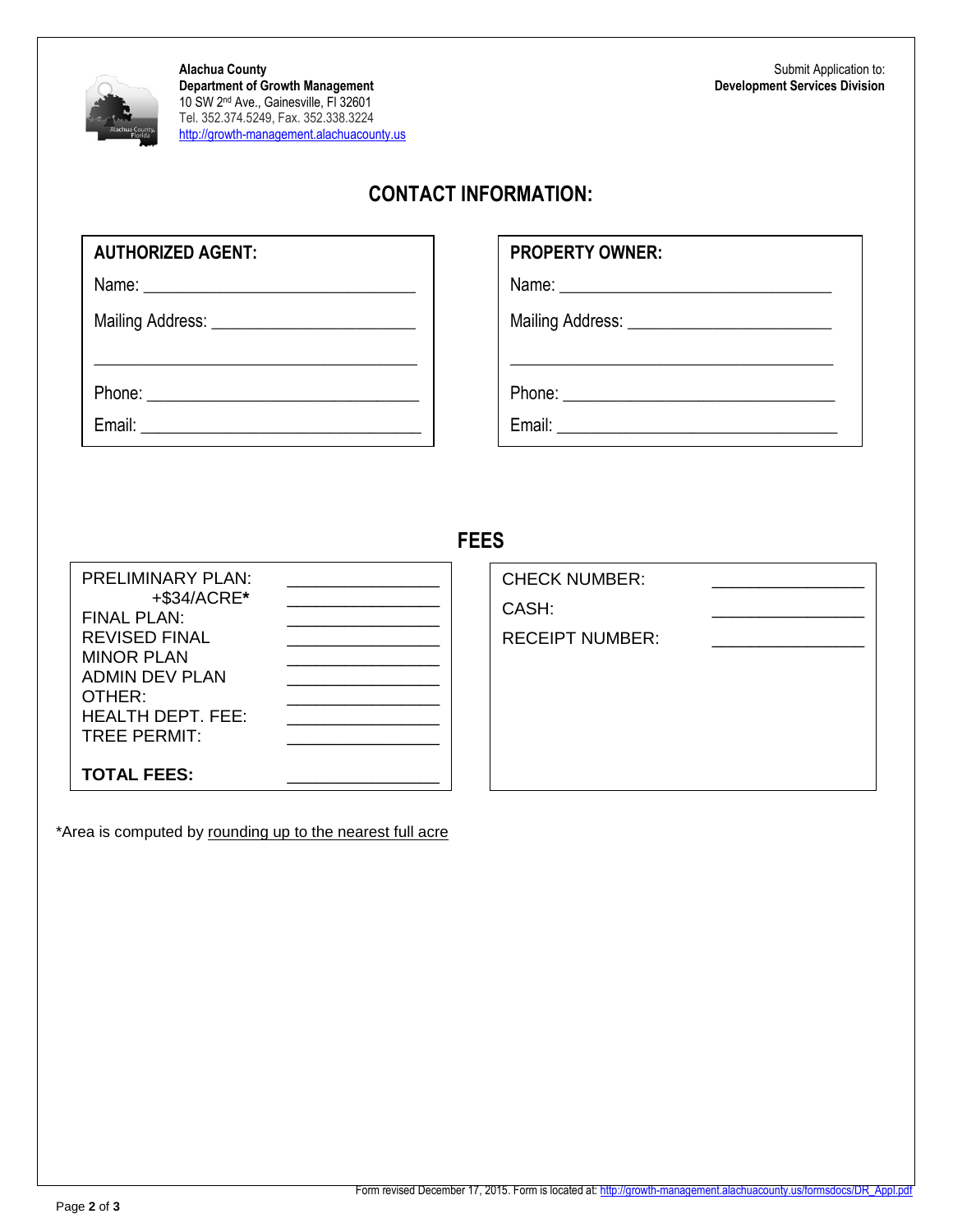**Alachua County**
**Department of Growth Management**
10 SW 2nd Ave., Gainesville, Fl 32601
Tel. 352.374.5249, Fax. 352.338.3224
http://growth-management.alachuacounty.us

Submit Application to:
**Development Services Division**

# CONTACT INFORMATION:

| **AUTHORIZED AGENT:** | **PROPERTY OWNER:** |
|---|---|
| Name: ______________________________ | Name: ______________________________ |
| Mailing Address: ______________________ | Mailing Address: ______________________ |
| ____________________________________ | ____________________________________ |
| Phone: ______________________________ | Phone: ______________________________ |
| Email: ______________________________ | Email: ______________________________ |

## FEES

| | |
|---|---|
| PRELIMINARY PLAN: | _______________ |
| +$34/ACRE* | _______________ |
| FINAL PLAN: | _______________ |
| REVISED FINAL | _______________ |
| MINOR PLAN | _______________ |
| ADMIN DEV PLAN | _______________ |
| OTHER: | _______________ |
| HEALTH DEPT. FEE: | _______________ |
| TREE PERMIT: | _______________ |
| **TOTAL FEES:** | _______________ |

| | |
|---|---|
| CHECK NUMBER: | _______________ |
| CASH: | _______________ |
| RECEIPT NUMBER: | _______________ |

*Area is computed by rounding up to the nearest full acre

Form revised December 17, 2015. Form is located at: http://growth-management.alachuacounty.us/formsdocs/DR_Appl.pdf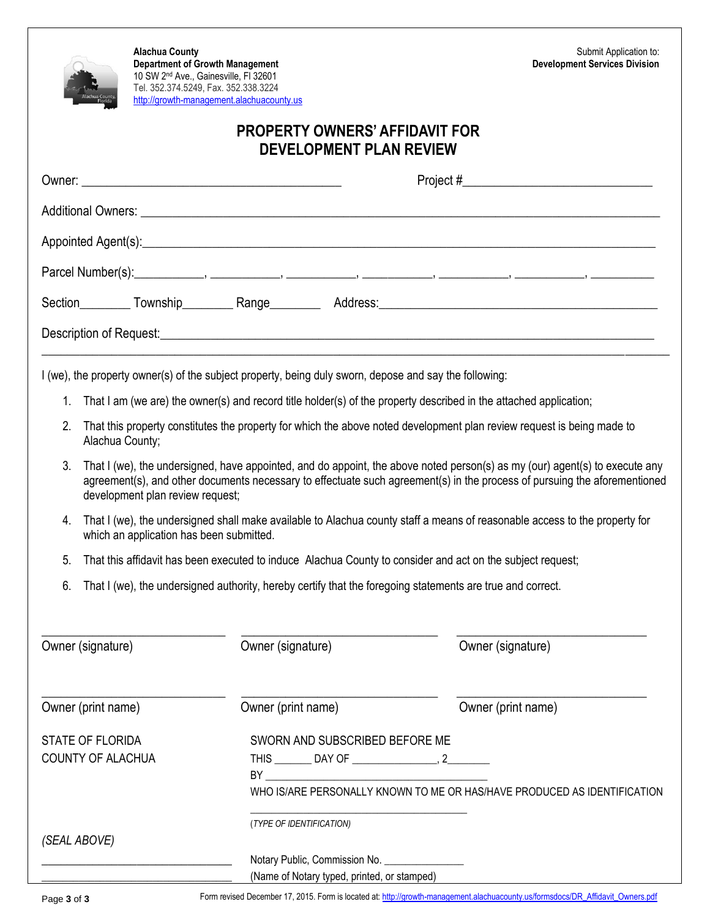**Alachua County**
**Department of Growth Management**
10 SW 2nd Ave., Gainesville, Fl 32601
Tel. 352.374.5249, Fax. 352.338.3224
http://growth-management.alachuacounty.us

Submit Application to:
**Development Services Division**

# PROPERTY OWNERS' AFFIDAVIT FOR DEVELOPMENT PLAN REVIEW

Owner: ________________________________________ Project #____________________________

Additional Owners: ________________________________________________________________________________

Appointed Agent(s):________________________________________________________________________________

Parcel Number(s):__________, __________, __________, __________, __________, __________, __________

Section________ Township________ Range________ Address:__________________________________________

Description of Request:______________________________________________________________________________

____________________________________________________________________________________________________

I (we), the property owner(s) of the subject property, being duly sworn, depose and say the following:

1. That I am (we are) the owner(s) and record title holder(s) of the property described in the attached application;
2. That this property constitutes the property for which the above noted development plan review request is being made to Alachua County;
3. That I (we), the undersigned, have appointed, and do appoint, the above noted person(s) as my (our) agent(s) to execute any agreement(s), and other documents necessary to effectuate such agreement(s) in the process of pursuing the aforementioned development plan review request;
4. That I (we), the undersigned shall make available to Alachua county staff a means of reasonable access to the property for which an application has been submitted.
5. That this affidavit has been executed to induce Alachua County to consider and act on the subject request;
6. That I (we), the undersigned authority, hereby certify that the foregoing statements are true and correct.

____________________________ ____________________________ ____________________________
Owner (signature) Owner (signature) Owner (signature)

____________________________ ____________________________ ____________________________
Owner (print name) Owner (print name) Owner (print name)

STATE OF FLORIDA
COUNTY OF ALACHUA

SWORN AND SUBSCRIBED BEFORE ME
THIS _______ DAY OF _______________, 2________
BY ________________________________________
WHO IS/ARE PERSONALLY KNOWN TO ME OR HAS/HAVE PRODUCED AS IDENTIFICATION

________________________________________
(*TYPE OF IDENTIFICATION*)

*(SEAL ABOVE)*

________________________________ Notary Public, Commission No. ______________
________________________________ (Name of Notary typed, printed, or stamped)

Form revised December 17, 2015. Form is located at: http://growth-management.alachuacounty.us/formsdocs/DR_Affidavit_Owners.pdf